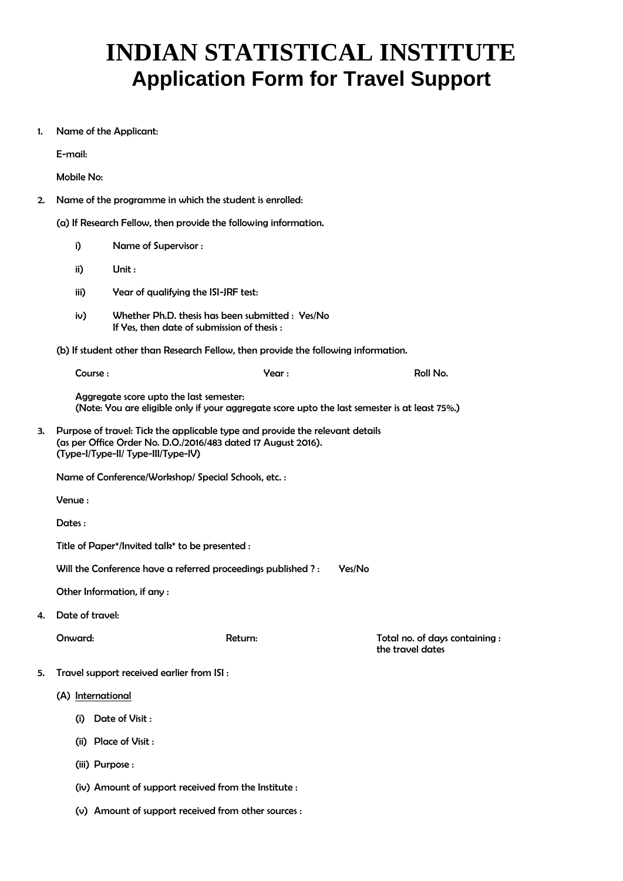# INDIAN STATISTICAL INSTITUTE

## Application Form for Travel Support

1. Name of the Applicant:

   E-mail:

   Mobile No:

2. Name of the programme in which the student is enrolled:

   (a) If Research Fellow, then provide the following information.

   i) Name of Supervisor :

   ii) Unit :

   iii) Year of qualifying the ISI-JRF test:

   iv) Whether Ph.D. thesis has been submitted : Yes/No
   If Yes, then date of submission of thesis :

   (b) If student other than Research Fellow, then provide the following information.

   Course : Year : Roll No.

   Aggregate score upto the last semester:
   (Note: You are eligible only if your aggregate score upto the last semester is at least 75%.)

3. Purpose of travel: Tick the applicable type and provide the relevant details
   (as per Office Order No. D.O./2016/483 dated 17 August 2016).
   (Type-I/Type-II/ Type-III/Type-IV)

   Name of Conference/Workshop/ Special Schools, etc. :

   Venue :

   Dates :

   Title of Paper*/Invited talk* to be presented :

   Will the Conference have a referred proceedings published ? : Yes/No

   Other Information, if any :

4. Date of travel:

   Onward: Return: Total no. of days containing the travel dates :

5. Travel support received earlier from ISI :

   (A) International

   (i) Date of Visit :

   (ii) Place of Visit :

   (iii) Purpose :

   (iv) Amount of support received from the Institute :

   (v) Amount of support received from other sources :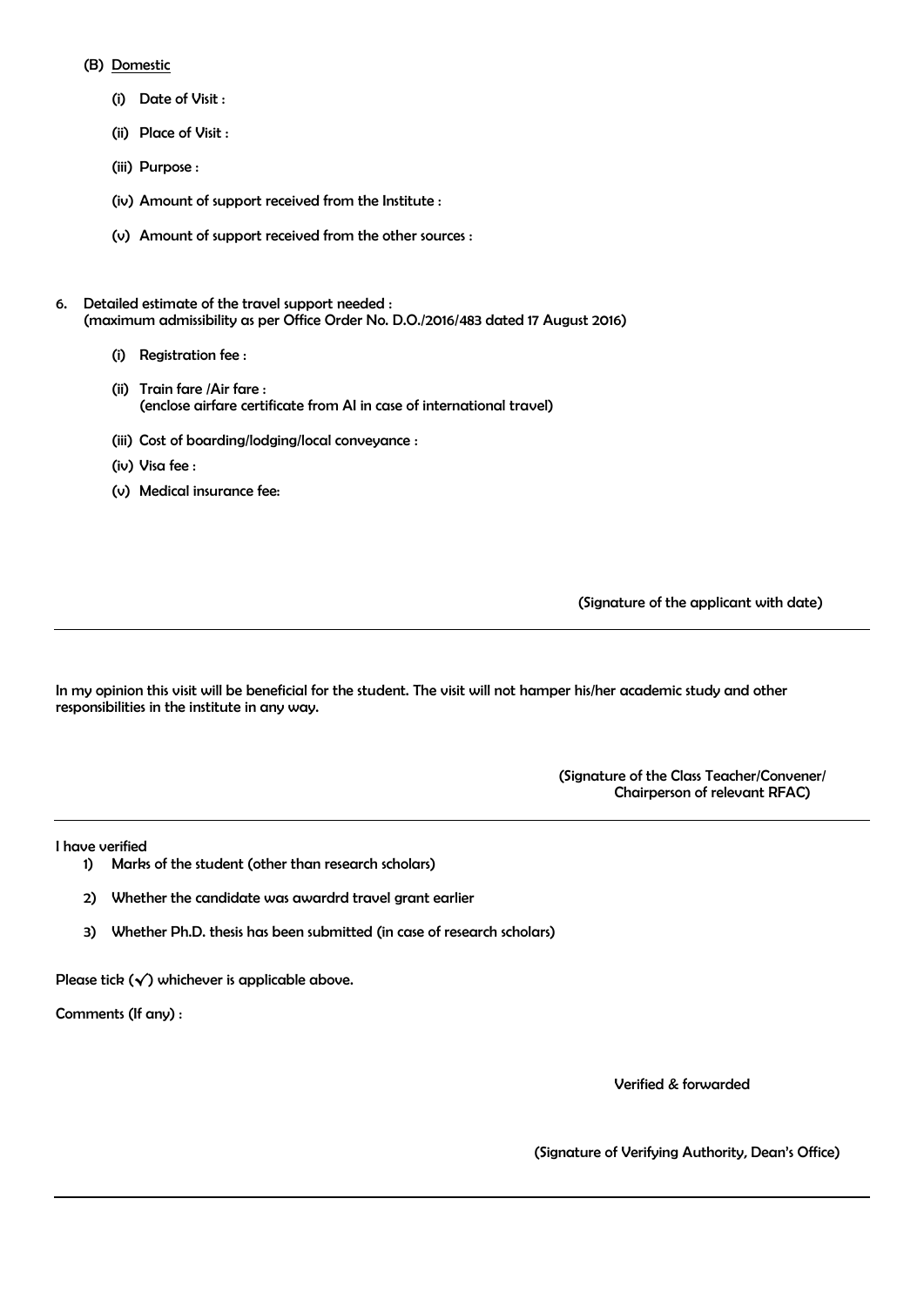(B) Domestic

(i) Date of Visit :

(ii) Place of Visit :

(iii) Purpose :

(iv) Amount of support received from the Institute :

(v) Amount of support received from the other sources :

6. Detailed estimate of the travel support needed :
(maximum admissibility as per Office Order No. D.O./2016/483 dated 17 August 2016)

(i) Registration fee :

(ii) Train fare /Air fare :
(enclose airfare certificate from AI in case of international travel)

(iii) Cost of boarding/lodging/local conveyance :

(iv) Visa fee :

(v) Medical insurance fee:

(Signature of the applicant with date)

---

In my opinion this visit will be beneficial for the student. The visit will not hamper his/her academic study and other responsibilities in the institute in any way.

(Signature of the Class Teacher/Convener/
Chairperson of relevant RFAC)

---

I have verified

1) Marks of the student (other than research scholars)

2) Whether the candidate was awardrd travel grant earlier

3) Whether Ph.D. thesis has been submitted (in case of research scholars)

Please tick (✓) whichever is applicable above.

Comments (If any) :

Verified & forwarded

(Signature of Verifying Authority, Dean's Office)

---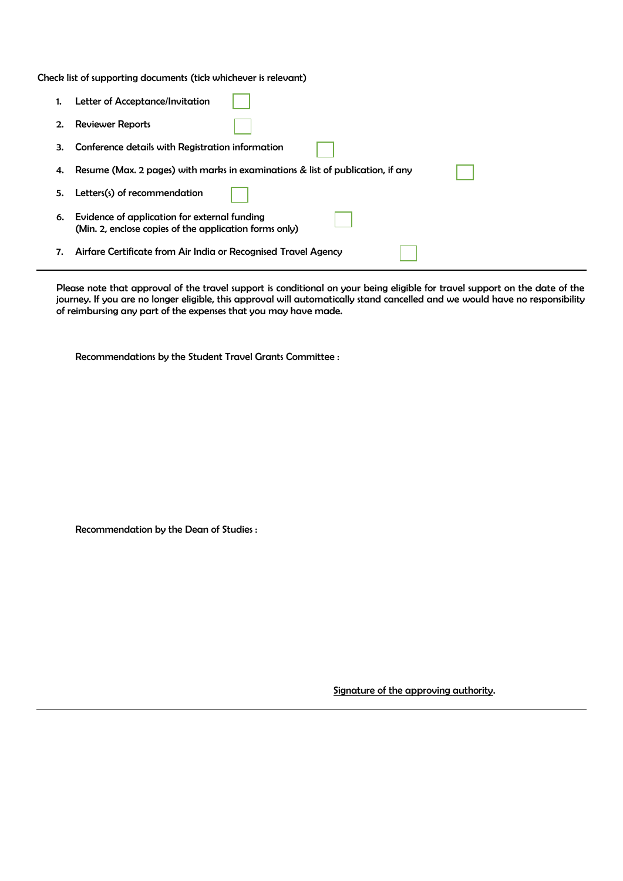Check list of supporting documents (tick whichever is relevant)

1. Letter of Acceptance/Invitation ☐
2. Reviewer Reports ☐
3. Conference details with Registration information ☐
4. Resume (Max. 2 pages) with marks in examinations & list of publication, if any ☐
5. Letters(s) of recommendation ☐
6. Evidence of application for external funding
   (Min. 2, enclose copies of the application forms only) ☐
7. Airfare Certificate from Air India or Recognised Travel Agency ☐

---

Please note that approval of the travel support is conditional on your being eligible for travel support on the date of the journey. If you are no longer eligible, this approval will automatically stand cancelled and we would have no responsibility of reimbursing any part of the expenses that you may have made.

Recommendations by the Student Travel Grants Committee :

Recommendation by the Dean of Studies :

Signature of the approving authority.

---